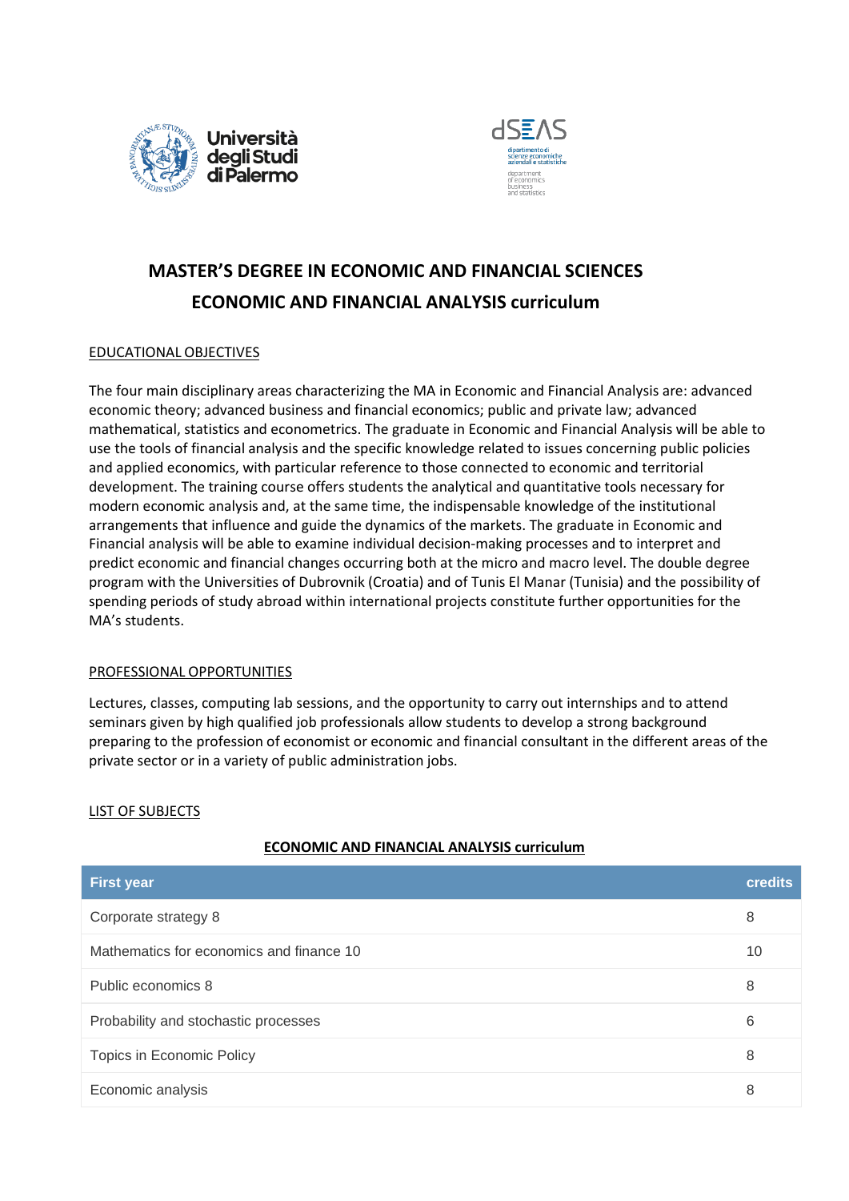Università degli Studi di Palermo

dSEAS
dipartimento di scienze economiche aziendali e statistiche
department of economics business and statistics

# MASTER'S DEGREE IN ECONOMIC AND FINANCIAL SCIENCES

## ECONOMIC AND FINANCIAL ANALYSIS curriculum

### EDUCATIONAL OBJECTIVES

The four main disciplinary areas characterizing the MA in Economic and Financial Analysis are: advanced economic theory; advanced business and financial economics; public and private law; advanced mathematical, statistics and econometrics. The graduate in Economic and Financial Analysis will be able to use the tools of financial analysis and the specific knowledge related to issues concerning public policies and applied economics, with particular reference to those connected to economic and territorial development. The training course offers students the analytical and quantitative tools necessary for modern economic analysis and, at the same time, the indispensable knowledge of the institutional arrangements that influence and guide the dynamics of the markets. The graduate in Economic and Financial analysis will be able to examine individual decision-making processes and to interpret and predict economic and financial changes occurring both at the micro and macro level. The double degree program with the Universities of Dubrovnik (Croatia) and of Tunis El Manar (Tunisia) and the possibility of spending periods of study abroad within international projects constitute further opportunities for the MA's students.

### PROFESSIONAL OPPORTUNITIES

Lectures, classes, computing lab sessions, and the opportunity to carry out internships and to attend seminars given by high qualified job professionals allow students to develop a strong background preparing to the profession of economist or economic and financial consultant in the different areas of the private sector or in a variety of public administration jobs.

### LIST OF SUBJECTS

**ECONOMIC AND FINANCIAL ANALYSIS curriculum**

| First year | credits |
|---|---|
| Corporate strategy 8 | 8 |
| Mathematics for economics and finance 10 | 10 |
| Public economics 8 | 8 |
| Probability and stochastic processes | 6 |
| Topics in Economic Policy | 8 |
| Economic analysis | 8 |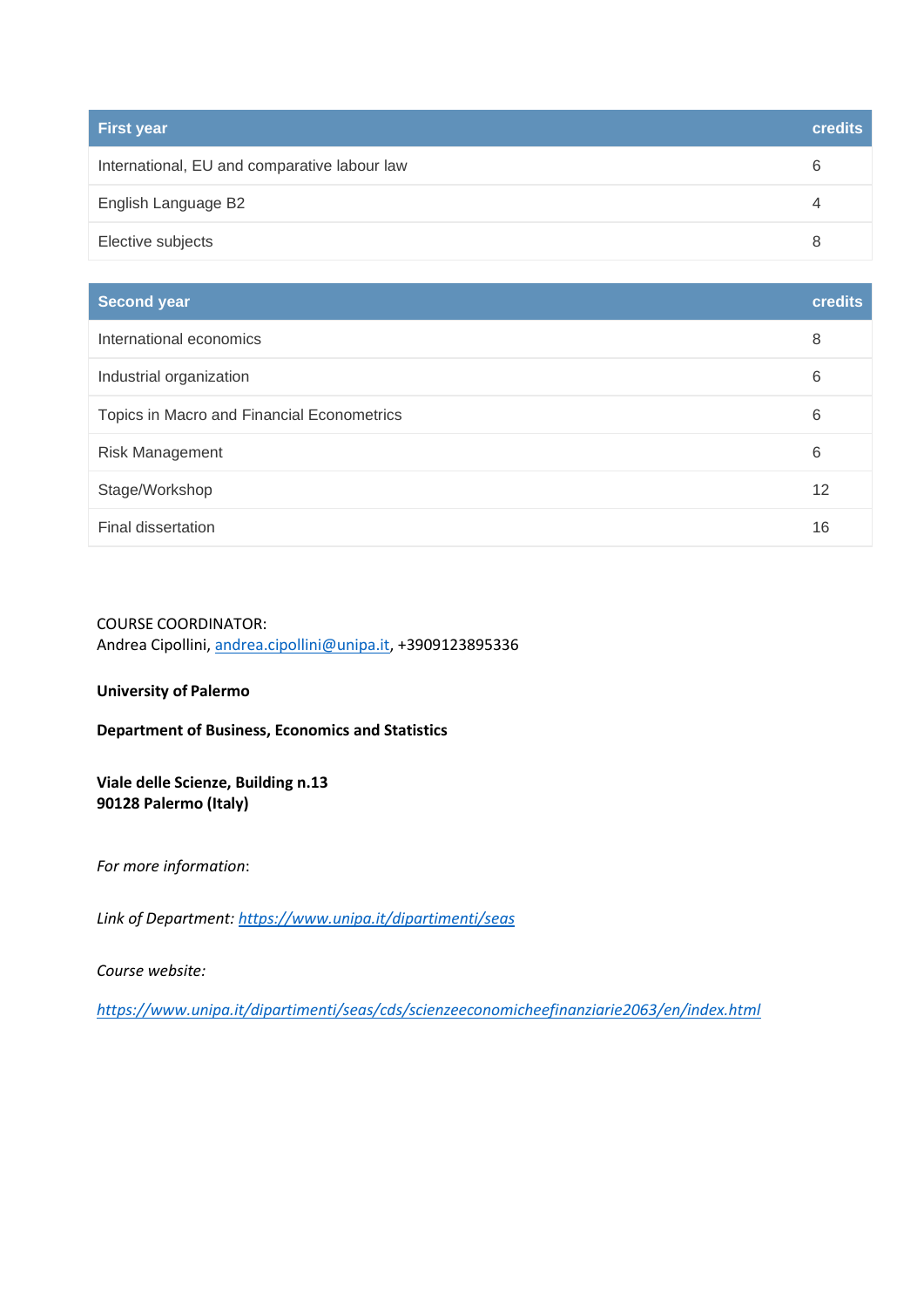| First year | credits |
|---|---|
| International, EU and comparative labour law | 6 |
| English Language B2 | 4 |
| Elective subjects | 8 |

| Second year | credits |
|---|---|
| International economics | 8 |
| Industrial organization | 6 |
| Topics in Macro and Financial Econometrics | 6 |
| Risk Management | 6 |
| Stage/Workshop | 12 |
| Final dissertation | 16 |

COURSE COORDINATOR:
Andrea Cipollini, andrea.cipollini@unipa.it, +3909123895336

**University of Palermo**

**Department of Business, Economics and Statistics**

**Viale delle Scienze, Building n.13**
**90128 Palermo (Italy)**

*For more information*:

*Link of Department: https://www.unipa.it/dipartimenti/seas*

*Course website:*

*https://www.unipa.it/dipartimenti/seas/cds/scienzeeconomicheefinanziarie2063/en/index.html*